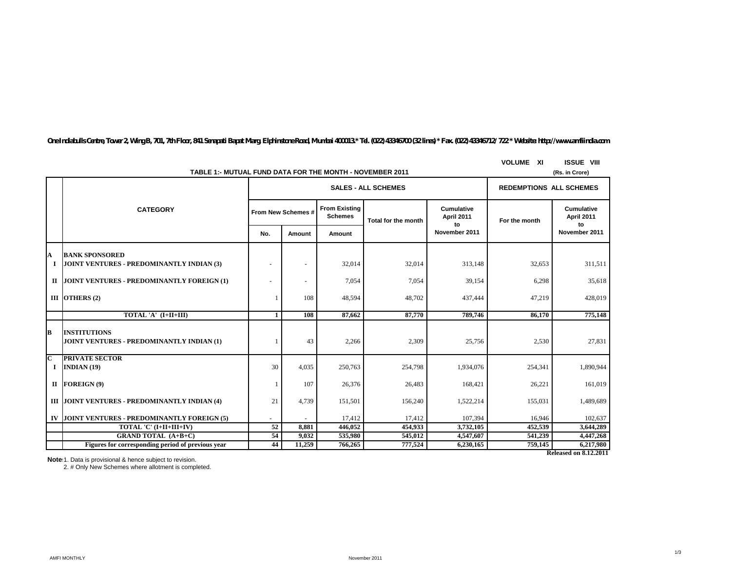One Indiabulls Centre, Tower 2, Wing B, 701, 7th Floor, 841 Senapati Bapat Marg, Elphinstone Road, Mumbai 400013.* Tel. (022) 43346700 (32 lines) * Fax. (022) 43346712/ 722 * Website: http://www.amfiindia.com

VOLUME XI ISSUE VIII

## TABLE 1:- MUTUAL FUND DATA FOR THE MONTH - NOVEMBER 2011

(Rs. in Crore)

| | CATEGORY | SALES - ALL SCHEMES | | | | | REDEMPTIONS ALL SCHEMES | |
|---|---|---|---|---|---|---|---|---|
| | | From New Schemes # | | From Existing Schemes | Total for the month | Cumulative April 2011 to November 2011 | For the month | Cumulative April 2011 to November 2011 |
| | | No. | Amount | Amount | | | | |
| **A** | **BANK SPONSORED** | | | | | | | |
| **I** | **JOINT VENTURES - PREDOMINANTLY INDIAN (3)** | - | - | 32,014 | 32,014 | 313,148 | 32,653 | 311,511 |
| **II** | **JOINT VENTURES - PREDOMINANTLY FOREIGN (1)** | - | - | 7,054 | 7,054 | 39,154 | 6,298 | 35,618 |
| **III** | **OTHERS (2)** | 1 | 108 | 48,594 | 48,702 | 437,444 | 47,219 | 428,019 |
| | **TOTAL 'A' (I+II+III)** | **1** | **108** | **87,662** | **87,770** | **789,746** | **86,170** | **775,148** |
| **B** | **INSTITUTIONS** | | | | | | | |
| | **JOINT VENTURES - PREDOMINANTLY INDIAN (1)** | 1 | 43 | 2,266 | 2,309 | 25,756 | 2,530 | 27,831 |
| **C** | **PRIVATE SECTOR** | | | | | | | |
| **I** | **INDIAN (19)** | 30 | 4,035 | 250,763 | 254,798 | 1,934,076 | 254,341 | 1,890,944 |
| **II** | **FOREIGN (9)** | 1 | 107 | 26,376 | 26,483 | 168,421 | 26,221 | 161,019 |
| **III** | **JOINT VENTURES - PREDOMINANTLY INDIAN (4)** | 21 | 4,739 | 151,501 | 156,240 | 1,522,214 | 155,031 | 1,489,689 |
| **IV** | **JOINT VENTURES - PREDOMINANTLY FOREIGN (5)** | - | - | 17,412 | 17,412 | 107,394 | 16,946 | 102,637 |
| | **TOTAL 'C' (I+II+III+IV)** | **52** | **8,881** | **446,052** | **454,933** | **3,732,105** | **452,539** | **3,644,289** |
| | **GRAND TOTAL (A+B+C)** | **54** | **9,032** | **535,980** | **545,012** | **4,547,607** | **541,239** | **4,447,268** |
| | **Figures for corresponding period of previous year** | **44** | **11,259** | **766,265** | **777,524** | **6,230,165** | **759,145** | **6,217,980** |

**Released on 8.12.2011**

**Note**: 1. Data is provisional & hence subject to revision.
2. # Only New Schemes where allotment is completed.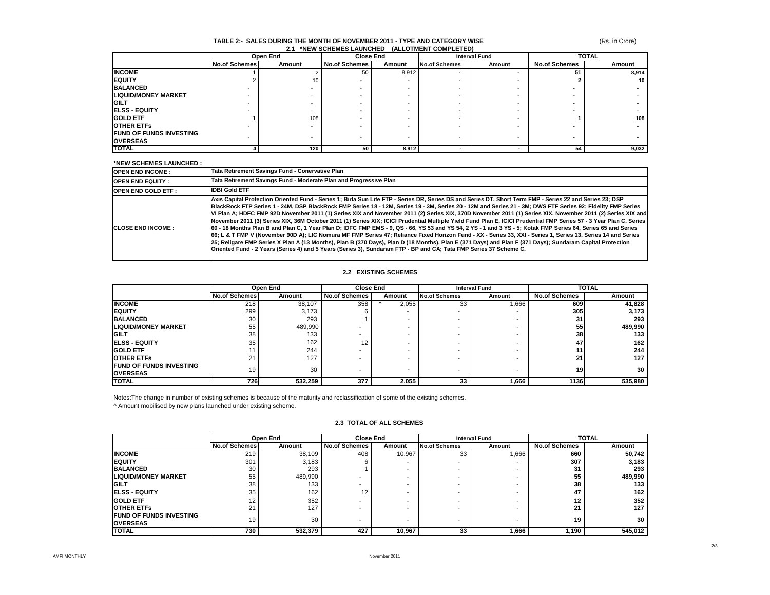# TABLE 2:- SALES DURING THE MONTH OF NOVEMBER 2011 - TYPE AND CATEGORY WISE

(Rs. in Crore)

## 2.1 *NEW SCHEMES LAUNCHED (ALLOTMENT COMPLETED)

| | Open End | | Close End | | Interval Fund | | TOTAL | |
|---|---|---|---|---|---|---|---|---|
| | No.of Schemes | Amount | No.of Schemes | Amount | No.of Schemes | Amount | No.of Schemes | Amount |
| INCOME | 1 | 2 | 50 | 8,912 | - | - | 51 | 8,914 |
| EQUITY | 2 | 10 | - | - | - | - | 2 | 10 |
| BALANCED | - | - | - | - | - | - | - | - |
| LIQUID/MONEY MARKET | - | - | - | - | - | - | - | - |
| GILT | - | - | - | - | - | - | - | - |
| ELSS - EQUITY | - | - | - | - | - | - | - | - |
| GOLD ETF | 1 | 108 | - | - | - | - | 1 | 108 |
| OTHER ETFs | - | - | - | - | - | - | - | - |
| FUND OF FUNDS INVESTING OVERSEAS | - | - | - | - | - | - | - | - |
| TOTAL | 4 | 120 | 50 | 8,912 | - | - | 54 | 9,032 |

**\*NEW SCHEMES LAUNCHED :**

| | |
|---|---|
| OPEN END INCOME : | Tata Retirement Savings Fund - Conservative Plan |
| OPEN END EQUITY : | Tata Retirement Savings Fund - Moderate Plan and Progressive Plan |
| OPEN END GOLD ETF : | IDBI Gold ETF |
| CLOSE END INCOME : | Axis Capital Protection Oriented Fund - Series 1; Birla Sun Life FTP - Series DR, Series DS and Series DT, Short Term FMP - Series 22 and Series 23; DSP BlackRock FTP Series 1 - 24M, DSP BlackRock FMP Series 18 - 12M, Series 19 - 3M, Series 20 - 12M and Series 21 - 3M; DWS FTF Series 92; Fidelity FMP Series VI Plan A; HDFC FMP 92D November 2011 (1) Series XIX and November 2011 (2) Series XIX, 370D November 2011 (1) Series XIX, November 2011 (2) Series XIX and November 2011 (3) Series XIX, 36M October 2011 (1) Series XIX; ICICI Prudential Multiple Yield Fund Plan E, ICICI Prudential FMP Series 57 - 3 Year Plan C, Series 60 - 18 Months Plan B and Plan C, 1 Year Plan D; IDFC FMP EMS - 9, QS - 66, YS 53 and YS 54, 2 YS - 1 and 3 YS - 5; Kotak FMP Series 64, Series 65 and Series 66; L & T FMP V (November 90D A); LIC Nomura MF FMP Series 47; Reliance Fixed Horizon Fund - XX - Series 33, XXI - Series 1, Series 13, Series 14 and Series 25; Religare FMP Series X Plan A (13 Months), Plan B (370 Days), Plan D (18 Months), Plan E (371 Days) and Plan F (371 Days); Sundaram Capital Protection Oriented Fund - 2 Years (Series 4) and 5 Years (Series 3), Sundaram FTP - BP and CA; Tata FMP Series 37 Scheme C. |

## 2.2 EXISTING SCHEMES

| | Open End | | Close End | | Interval Fund | | TOTAL | |
|---|---|---|---|---|---|---|---|---|
| | No.of Schemes | Amount | No.of Schemes | Amount | No.of Schemes | Amount | No.of Schemes | Amount |
| INCOME | 218 | 38,107 | 358 | ^ 2,055 | 33 | 1,666 | 609 | 41,828 |
| EQUITY | 299 | 3,173 | 6 | - | - | - | 305 | 3,173 |
| BALANCED | 30 | 293 | 1 | - | - | - | 31 | 293 |
| LIQUID/MONEY MARKET | 55 | 489,990 | - | - | - | - | 55 | 489,990 |
| GILT | 38 | 133 | - | - | - | - | 38 | 133 |
| ELSS - EQUITY | 35 | 162 | 12 | - | - | - | 47 | 162 |
| GOLD ETF | 11 | 244 | - | - | - | - | 11 | 244 |
| OTHER ETFs | 21 | 127 | - | - | - | - | 21 | 127 |
| FUND OF FUNDS INVESTING OVERSEAS | 19 | 30 | - | - | - | - | 19 | 30 |
| TOTAL | 726 | 532,259 | 377 | 2,055 | 33 | 1,666 | 1136 | 535,980 |

Notes:The change in number of existing schemes is because of the maturity and reclassification of some of the existing schemes.

^ Amount mobilised by new plans launched under existing scheme.

## 2.3 TOTAL OF ALL SCHEMES

| | Open End | | Close End | | Interval Fund | | TOTAL | |
|---|---|---|---|---|---|---|---|---|
| | No.of Schemes | Amount | No.of Schemes | Amount | No.of Schemes | Amount | No.of Schemes | Amount |
| INCOME | 219 | 38,109 | 408 | 10,967 | 33 | 1,666 | 660 | 50,742 |
| EQUITY | 301 | 3,183 | 6 | - | - | - | 307 | 3,183 |
| BALANCED | 30 | 293 | 1 | - | - | - | 31 | 293 |
| LIQUID/MONEY MARKET | 55 | 489,990 | - | - | - | - | 55 | 489,990 |
| GILT | 38 | 133 | - | - | - | - | 38 | 133 |
| ELSS - EQUITY | 35 | 162 | 12 | - | - | - | 47 | 162 |
| GOLD ETF | 12 | 352 | - | - | - | - | 12 | 352 |
| OTHER ETFs | 21 | 127 | - | - | - | - | 21 | 127 |
| FUND OF FUNDS INVESTING OVERSEAS | 19 | 30 | - | - | - | - | 19 | 30 |
| TOTAL | 730 | 532,379 | 427 | 10,967 | 33 | 1,666 | 1,190 | 545,012 |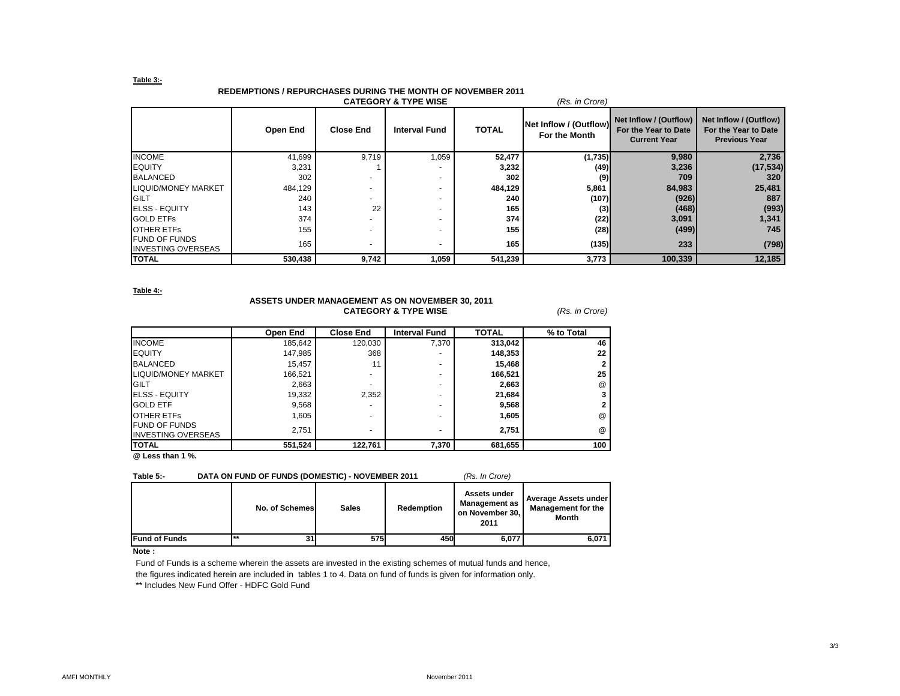**Table 3:-**

**REDEMPTIONS / REPURCHASES DURING THE MONTH OF NOVEMBER 2011**
**CATEGORY & TYPE WISE** *(Rs. in Crore)*

| | Open End | Close End | Interval Fund | TOTAL | Net Inflow / (Outflow) For the Month | Net Inflow / (Outflow) For the Year to Date Current Year | Net Inflow / (Outflow) For the Year to Date Previous Year |
|---|---|---|---|---|---|---|---|
| INCOME | 41,699 | 9,719 | 1,059 | 52,477 | (1,735) | 9,980 | 2,736 |
| EQUITY | 3,231 | 1 | - | 3,232 | (49) | 3,236 | (17,534) |
| BALANCED | 302 | - | - | 302 | (9) | 709 | 320 |
| LIQUID/MONEY MARKET | 484,129 | - | - | 484,129 | 5,861 | 84,983 | 25,481 |
| GILT | 240 | - | - | 240 | (107) | (926) | 887 |
| ELSS - EQUITY | 143 | 22 | - | 165 | (3) | (468) | (993) |
| GOLD ETFs | 374 | - | - | 374 | (22) | 3,091 | 1,341 |
| OTHER ETFs | 155 | - | - | 155 | (28) | (499) | 745 |
| FUND OF FUNDS INVESTING OVERSEAS | 165 | - | - | 165 | (135) | 233 | (798) |
| **TOTAL** | **530,438** | **9,742** | **1,059** | **541,239** | **3,773** | **100,339** | **12,185** |

**Table 4:-**

**ASSETS UNDER MANAGEMENT AS ON NOVEMBER 30, 2011**
**CATEGORY & TYPE WISE** *(Rs. in Crore)*

| | Open End | Close End | Interval Fund | TOTAL | % to Total |
|---|---|---|---|---|---|
| INCOME | 185,642 | 120,030 | 7,370 | 313,042 | 46 |
| EQUITY | 147,985 | 368 | - | 148,353 | 22 |
| BALANCED | 15,457 | 11 | - | 15,468 | 2 |
| LIQUID/MONEY MARKET | 166,521 | - | - | 166,521 | 25 |
| GILT | 2,663 | - | - | 2,663 | @ |
| ELSS - EQUITY | 19,332 | 2,352 | - | 21,684 | 3 |
| GOLD ETF | 9,568 | - | - | 9,568 | 2 |
| OTHER ETFs | 1,605 | - | - | 1,605 | @ |
| FUND OF FUNDS INVESTING OVERSEAS | 2,751 | - | - | 2,751 | @ |
| **TOTAL** | **551,524** | **122,761** | **7,370** | **681,655** | **100** |

**@ Less than 1 %.**

**Table 5:- DATA ON FUND OF FUNDS (DOMESTIC) - NOVEMBER 2011** *(Rs. In Crore)*

| | No. of Schemes | Sales | Redemption | Assets under Management as on November 30, 2011 | Average Assets under Management for the Month |
|---|---|---|---|---|---|
| **Fund of Funds** | ** 31 | 575 | 450 | 6,077 | 6,071 |

**Note :**

Fund of Funds is a scheme wherein the assets are invested in the existing schemes of mutual funds and hence, the figures indicated herein are included in tables 1 to 4. Data on fund of funds is given for information only.

** Includes New Fund Offer - HDFC Gold Fund